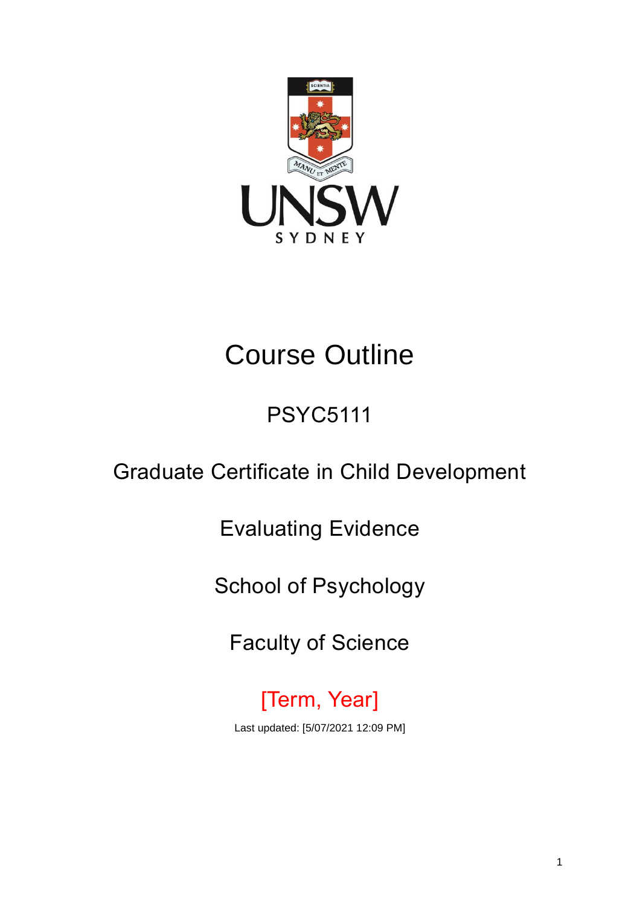# Course Outline

## PSYC5111

## Graduate Certificate in Child Development

## Evaluating Evidence

## School of Psychology

## Faculty of Science

[Term, Year]

Last updated: [5/07/2021 12:09 PM]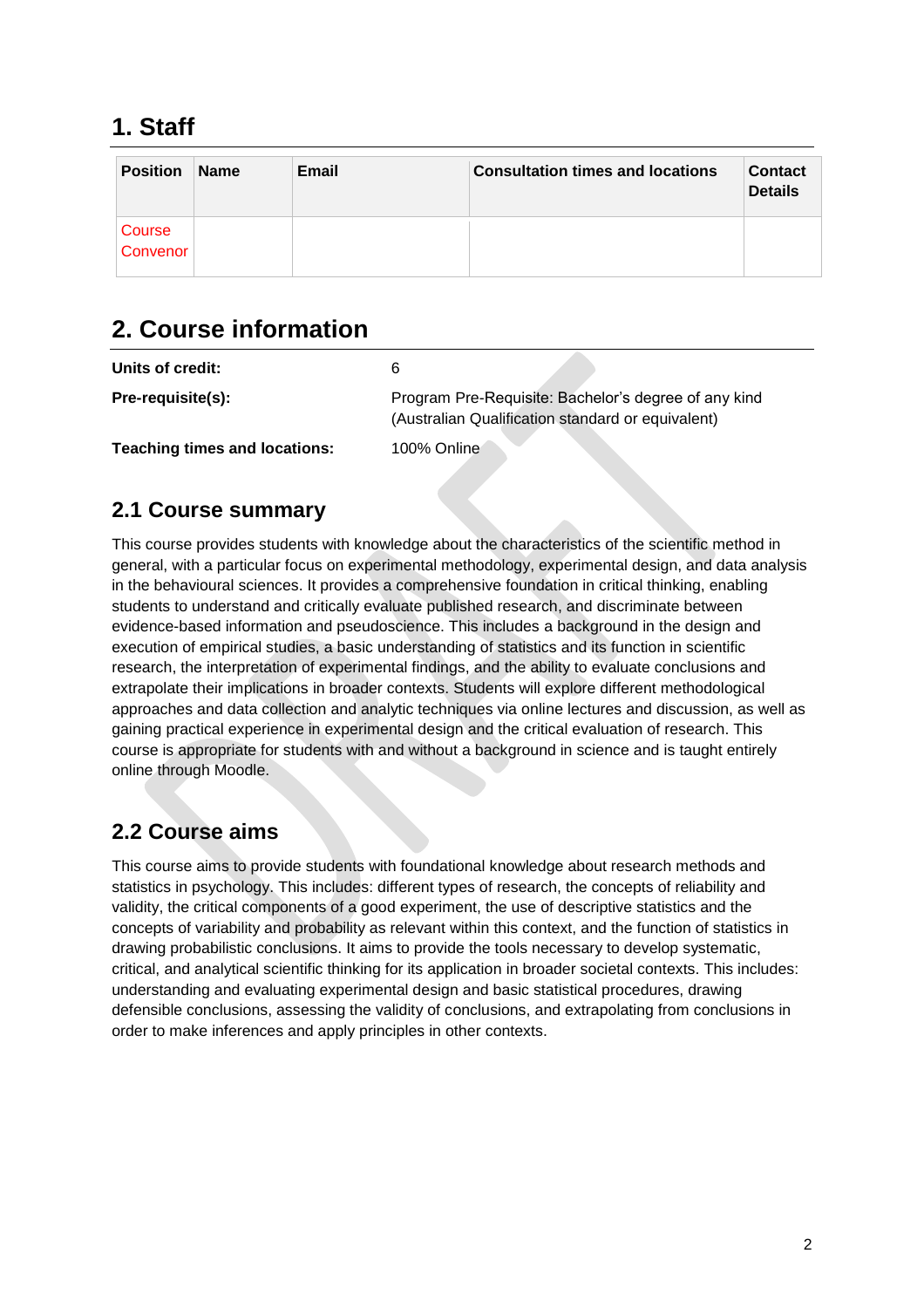# 1. Staff

| Position | Name | Email | Consultation times and locations | Contact Details |
|---|---|---|---|---|
| Course Convenor | | | | |

# 2. Course information

| | |
|---|---|
| **Units of credit:** | 6 |
| **Pre-requisite(s):** | Program Pre-Requisite: Bachelor's degree of any kind (Australian Qualification standard or equivalent) |
| **Teaching times and locations:** | 100% Online |

## 2.1 Course summary

This course provides students with knowledge about the characteristics of the scientific method in general, with a particular focus on experimental methodology, experimental design, and data analysis in the behavioural sciences. It provides a comprehensive foundation in critical thinking, enabling students to understand and critically evaluate published research, and discriminate between evidence-based information and pseudoscience. This includes a background in the design and execution of empirical studies, a basic understanding of statistics and its function in scientific research, the interpretation of experimental findings, and the ability to evaluate conclusions and extrapolate their implications in broader contexts. Students will explore different methodological approaches and data collection and analytic techniques via online lectures and discussion, as well as gaining practical experience in experimental design and the critical evaluation of research. This course is appropriate for students with and without a background in science and is taught entirely online through Moodle.

## 2.2 Course aims

This course aims to provide students with foundational knowledge about research methods and statistics in psychology. This includes: different types of research, the concepts of reliability and validity, the critical components of a good experiment, the use of descriptive statistics and the concepts of variability and probability as relevant within this context, and the function of statistics in drawing probabilistic conclusions. It aims to provide the tools necessary to develop systematic, critical, and analytical scientific thinking for its application in broader societal contexts. This includes: understanding and evaluating experimental design and basic statistical procedures, drawing defensible conclusions, assessing the validity of conclusions, and extrapolating from conclusions in order to make inferences and apply principles in other contexts.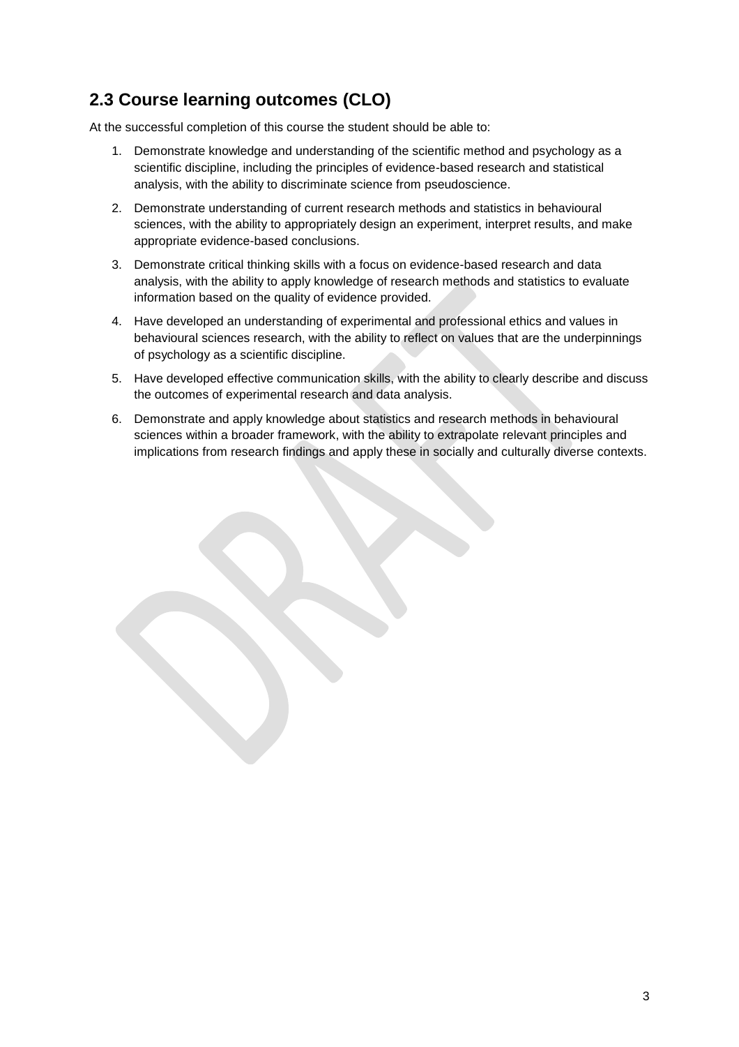## 2.3 Course learning outcomes (CLO)

At the successful completion of this course the student should be able to:

1. Demonstrate knowledge and understanding of the scientific method and psychology as a scientific discipline, including the principles of evidence-based research and statistical analysis, with the ability to discriminate science from pseudoscience.
2. Demonstrate understanding of current research methods and statistics in behavioural sciences, with the ability to appropriately design an experiment, interpret results, and make appropriate evidence-based conclusions.
3. Demonstrate critical thinking skills with a focus on evidence-based research and data analysis, with the ability to apply knowledge of research methods and statistics to evaluate information based on the quality of evidence provided.
4. Have developed an understanding of experimental and professional ethics and values in behavioural sciences research, with the ability to reflect on values that are the underpinnings of psychology as a scientific discipline.
5. Have developed effective communication skills, with the ability to clearly describe and discuss the outcomes of experimental research and data analysis.
6. Demonstrate and apply knowledge about statistics and research methods in behavioural sciences within a broader framework, with the ability to extrapolate relevant principles and implications from research findings and apply these in socially and culturally diverse contexts.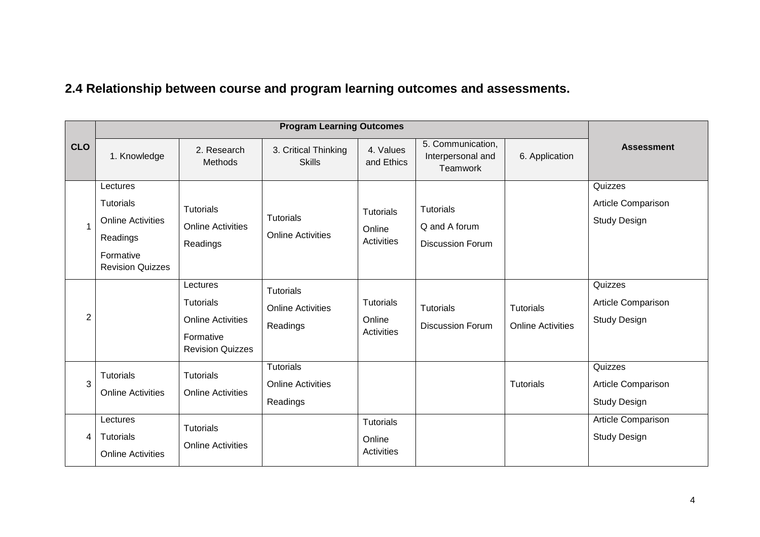## 2.4 Relationship between course and program learning outcomes and assessments.

| CLO | Program Learning Outcomes | | | | | | Assessment |
|---|---|---|---|---|---|---|---|
| | 1. Knowledge | 2. Research Methods | 3. Critical Thinking Skills | 4. Values and Ethics | 5. Communication, Interpersonal and Teamwork | 6. Application | |
| 1 | Lectures<br>Tutorials<br>Online Activities<br>Readings<br>Formative Revision Quizzes | Tutorials<br>Online Activities<br>Readings | Tutorials<br>Online Activities | Tutorials<br>Online Activities | Tutorials<br>Q and A forum<br>Discussion Forum | | Quizzes<br>Article Comparison<br>Study Design |
| 2 | | Lectures<br>Tutorials<br>Online Activities<br>Formative Revision Quizzes | Tutorials<br>Online Activities<br>Readings | Tutorials<br>Online Activities | Tutorials<br>Discussion Forum | Tutorials<br>Online Activities | Quizzes<br>Article Comparison<br>Study Design |
| 3 | Tutorials<br>Online Activities | Tutorials<br>Online Activities | Tutorials<br>Online Activities<br>Readings | | | Tutorials | Quizzes<br>Article Comparison<br>Study Design |
| 4 | Lectures<br>Tutorials<br>Online Activities | Tutorials<br>Online Activities | | Tutorials<br>Online Activities | | | Article Comparison<br>Study Design |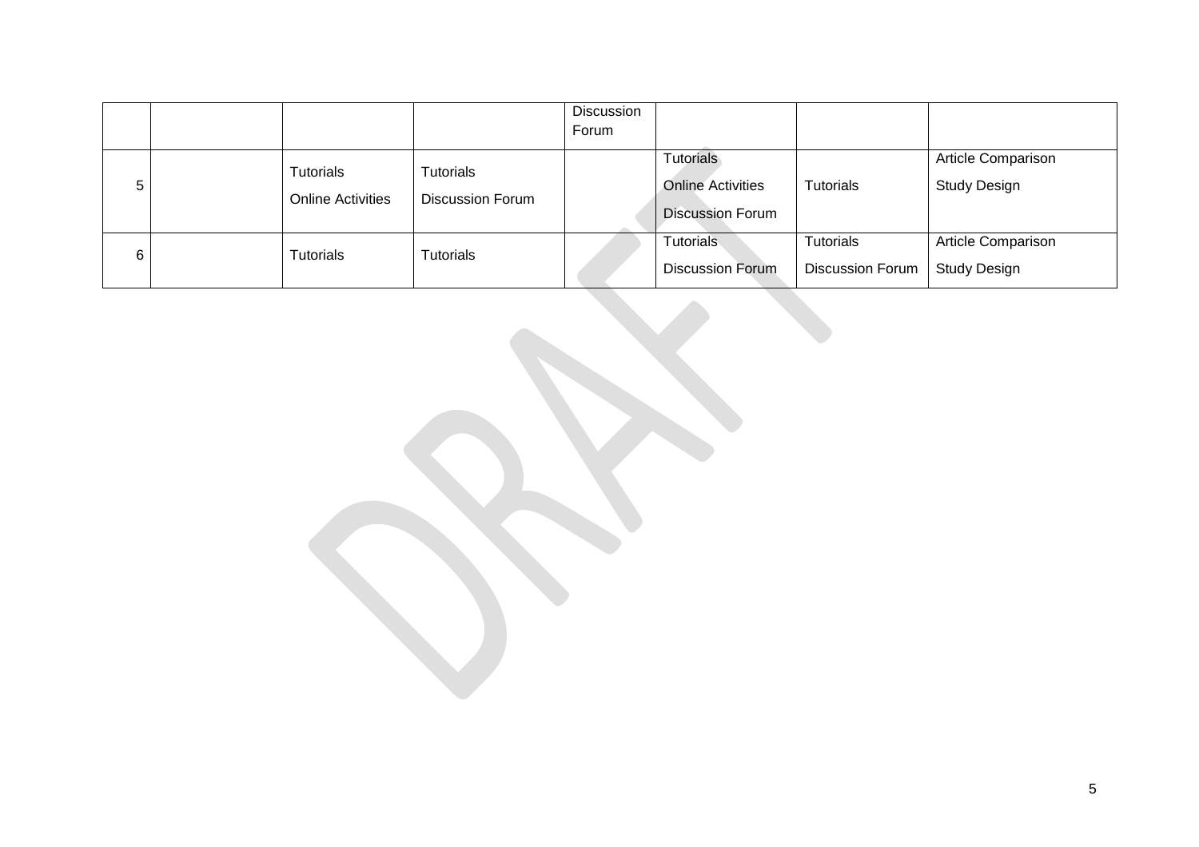| | | | | Discussion Forum | | | |
|---|---|---|---|---|---|---|---|
| 5 | | Tutorials<br>Online Activities | Tutorials<br>Discussion Forum | | Tutorials<br>Online Activities<br>Discussion Forum | Tutorials | Article Comparison<br>Study Design |
| 6 | | Tutorials | Tutorials | | Tutorials<br>Discussion Forum | Tutorials<br>Discussion Forum | Article Comparison<br>Study Design |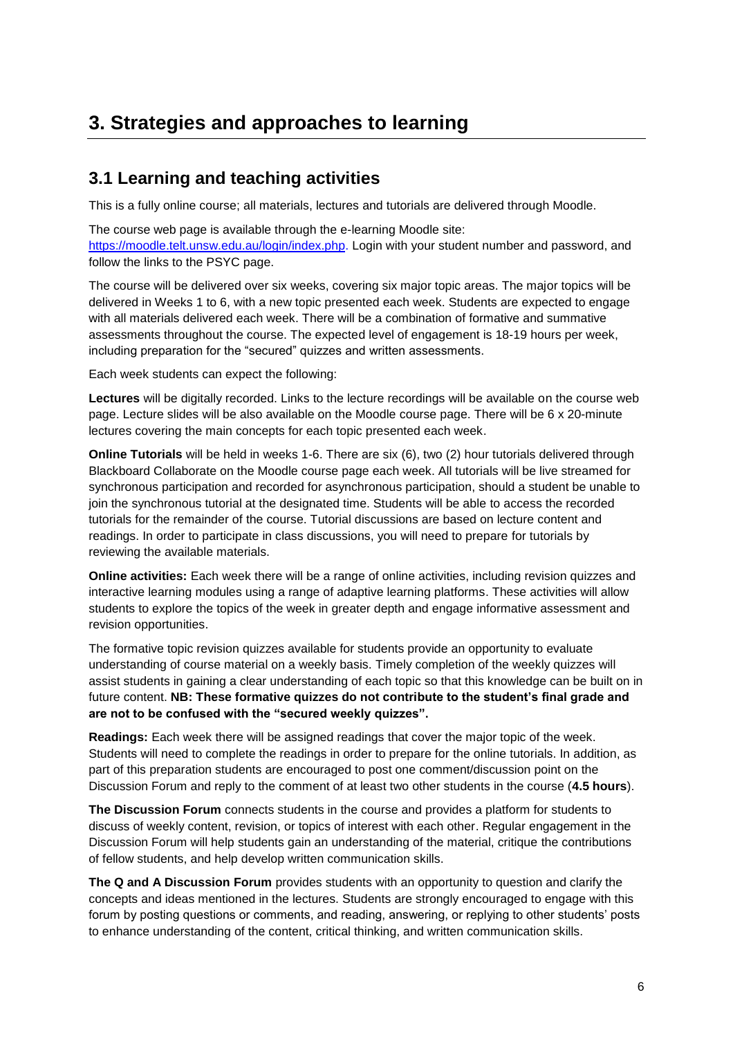# 3. Strategies and approaches to learning

## 3.1 Learning and teaching activities

This is a fully online course; all materials, lectures and tutorials are delivered through Moodle.

The course web page is available through the e-learning Moodle site: [https://moodle.telt.unsw.edu.au/login/index.php](https://moodle.telt.unsw.edu.au/login/index.php). Login with your student number and password, and follow the links to the PSYC page.

The course will be delivered over six weeks, covering six major topic areas. The major topics will be delivered in Weeks 1 to 6, with a new topic presented each week. Students are expected to engage with all materials delivered each week. There will be a combination of formative and summative assessments throughout the course. The expected level of engagement is 18-19 hours per week, including preparation for the "secured" quizzes and written assessments.

Each week students can expect the following:

**Lectures** will be digitally recorded. Links to the lecture recordings will be available on the course web page. Lecture slides will be also available on the Moodle course page. There will be 6 x 20-minute lectures covering the main concepts for each topic presented each week.

**Online Tutorials** will be held in weeks 1-6. There are six (6), two (2) hour tutorials delivered through Blackboard Collaborate on the Moodle course page each week. All tutorials will be live streamed for synchronous participation and recorded for asynchronous participation, should a student be unable to join the synchronous tutorial at the designated time. Students will be able to access the recorded tutorials for the remainder of the course. Tutorial discussions are based on lecture content and readings. In order to participate in class discussions, you will need to prepare for tutorials by reviewing the available materials.

**Online activities:** Each week there will be a range of online activities, including revision quizzes and interactive learning modules using a range of adaptive learning platforms. These activities will allow students to explore the topics of the week in greater depth and engage informative assessment and revision opportunities.

The formative topic revision quizzes available for students provide an opportunity to evaluate understanding of course material on a weekly basis. Timely completion of the weekly quizzes will assist students in gaining a clear understanding of each topic so that this knowledge can be built on in future content. **NB: These formative quizzes do not contribute to the student's final grade and are not to be confused with the "secured weekly quizzes".**

**Readings:** Each week there will be assigned readings that cover the major topic of the week. Students will need to complete the readings in order to prepare for the online tutorials. In addition, as part of this preparation students are encouraged to post one comment/discussion point on the Discussion Forum and reply to the comment of at least two other students in the course (**4.5 hours**).

**The Discussion Forum** connects students in the course and provides a platform for students to discuss of weekly content, revision, or topics of interest with each other. Regular engagement in the Discussion Forum will help students gain an understanding of the material, critique the contributions of fellow students, and help develop written communication skills.

**The Q and A Discussion Forum** provides students with an opportunity to question and clarify the concepts and ideas mentioned in the lectures. Students are strongly encouraged to engage with this forum by posting questions or comments, and reading, answering, or replying to other students' posts to enhance understanding of the content, critical thinking, and written communication skills.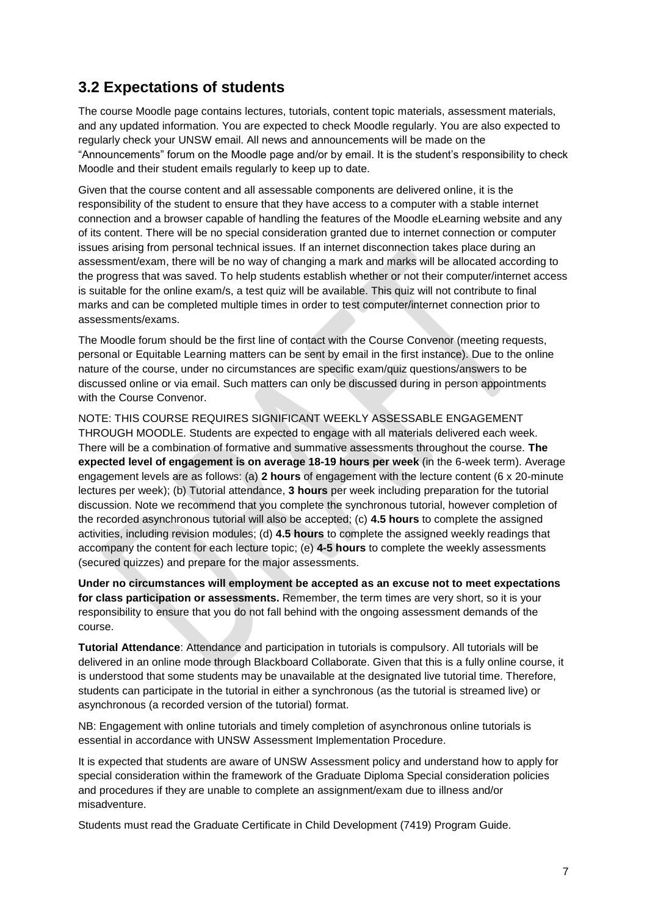## 3.2 Expectations of students

The course Moodle page contains lectures, tutorials, content topic materials, assessment materials, and any updated information. You are expected to check Moodle regularly. You are also expected to regularly check your UNSW email. All news and announcements will be made on the "Announcements" forum on the Moodle page and/or by email. It is the student's responsibility to check Moodle and their student emails regularly to keep up to date.

Given that the course content and all assessable components are delivered online, it is the responsibility of the student to ensure that they have access to a computer with a stable internet connection and a browser capable of handling the features of the Moodle eLearning website and any of its content. There will be no special consideration granted due to internet connection or computer issues arising from personal technical issues. If an internet disconnection takes place during an assessment/exam, there will be no way of changing a mark and marks will be allocated according to the progress that was saved. To help students establish whether or not their computer/internet access is suitable for the online exam/s, a test quiz will be available. This quiz will not contribute to final marks and can be completed multiple times in order to test computer/internet connection prior to assessments/exams.

The Moodle forum should be the first line of contact with the Course Convenor (meeting requests, personal or Equitable Learning matters can be sent by email in the first instance). Due to the online nature of the course, under no circumstances are specific exam/quiz questions/answers to be discussed online or via email. Such matters can only be discussed during in person appointments with the Course Convenor.

NOTE: THIS COURSE REQUIRES SIGNIFICANT WEEKLY ASSESSABLE ENGAGEMENT THROUGH MOODLE. Students are expected to engage with all materials delivered each week. There will be a combination of formative and summative assessments throughout the course. **The expected level of engagement is on average 18-19 hours per week** (in the 6-week term). Average engagement levels are as follows: (a) **2 hours** of engagement with the lecture content (6 x 20-minute lectures per week); (b) Tutorial attendance, **3 hours** per week including preparation for the tutorial discussion. Note we recommend that you complete the synchronous tutorial, however completion of the recorded asynchronous tutorial will also be accepted; (c) **4.5 hours** to complete the assigned activities, including revision modules; (d) **4.5 hours** to complete the assigned weekly readings that accompany the content for each lecture topic; (e) **4-5 hours** to complete the weekly assessments (secured quizzes) and prepare for the major assessments.

**Under no circumstances will employment be accepted as an excuse not to meet expectations for class participation or assessments.** Remember, the term times are very short, so it is your responsibility to ensure that you do not fall behind with the ongoing assessment demands of the course.

**Tutorial Attendance**: Attendance and participation in tutorials is compulsory. All tutorials will be delivered in an online mode through Blackboard Collaborate. Given that this is a fully online course, it is understood that some students may be unavailable at the designated live tutorial time. Therefore, students can participate in the tutorial in either a synchronous (as the tutorial is streamed live) or asynchronous (a recorded version of the tutorial) format.

NB: Engagement with online tutorials and timely completion of asynchronous online tutorials is essential in accordance with UNSW Assessment Implementation Procedure.

It is expected that students are aware of UNSW Assessment policy and understand how to apply for special consideration within the framework of the Graduate Diploma Special consideration policies and procedures if they are unable to complete an assignment/exam due to illness and/or misadventure.

Students must read the Graduate Certificate in Child Development (7419) Program Guide.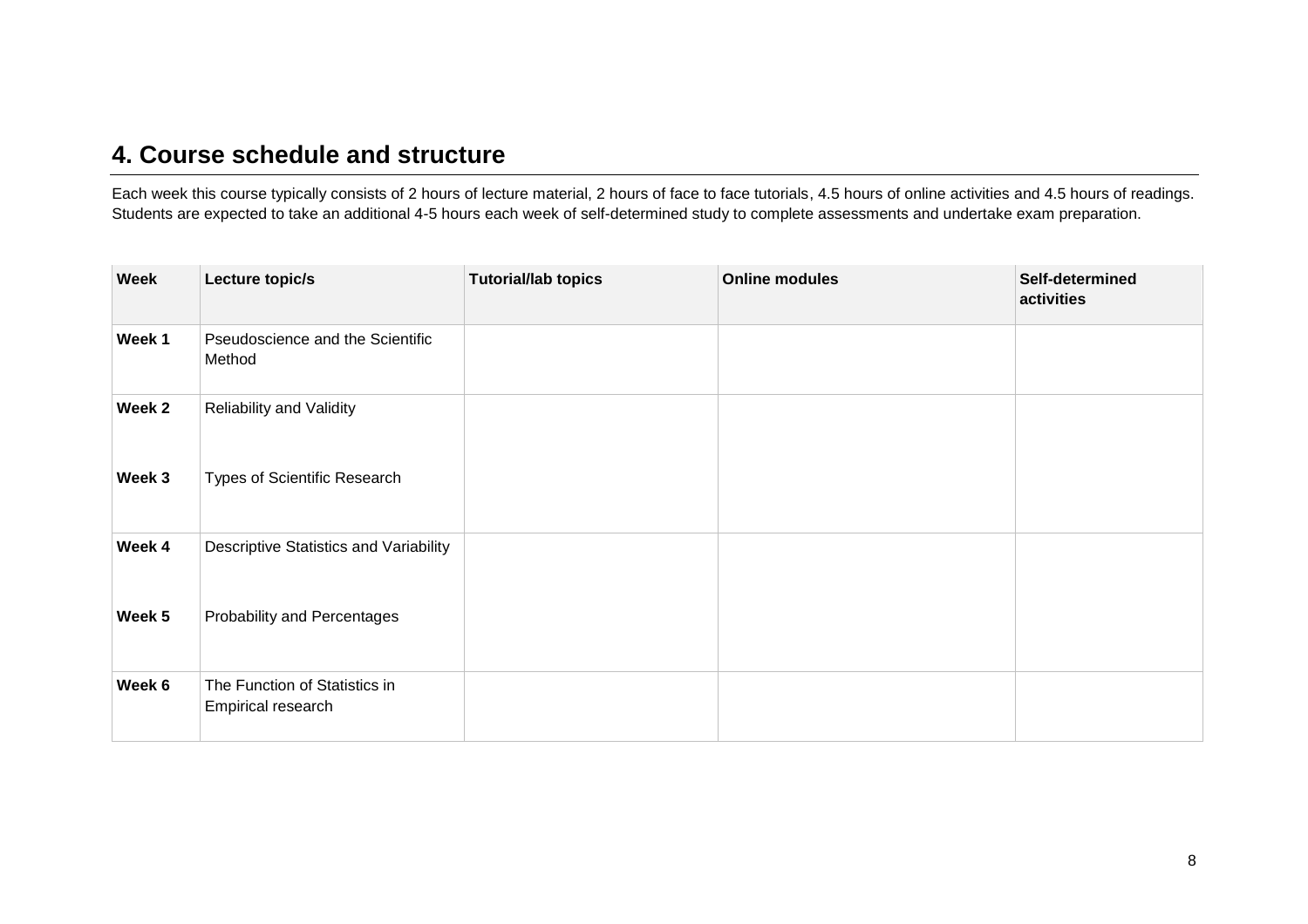## 4. Course schedule and structure

Each week this course typically consists of 2 hours of lecture material, 2 hours of face to face tutorials, 4.5 hours of online activities and 4.5 hours of readings. Students are expected to take an additional 4-5 hours each week of self-determined study to complete assessments and undertake exam preparation.

| Week | Lecture topic/s | Tutorial/lab topics | Online modules | Self-determined activities |
|---|---|---|---|---|
| **Week 1** | Pseudoscience and the Scientific Method | | | |
| **Week 2** | Reliability and Validity | | | |
| **Week 3** | Types of Scientific Research | | | |
| **Week 4** | Descriptive Statistics and Variability | | | |
| **Week 5** | Probability and Percentages | | | |
| **Week 6** | The Function of Statistics in Empirical research | | | |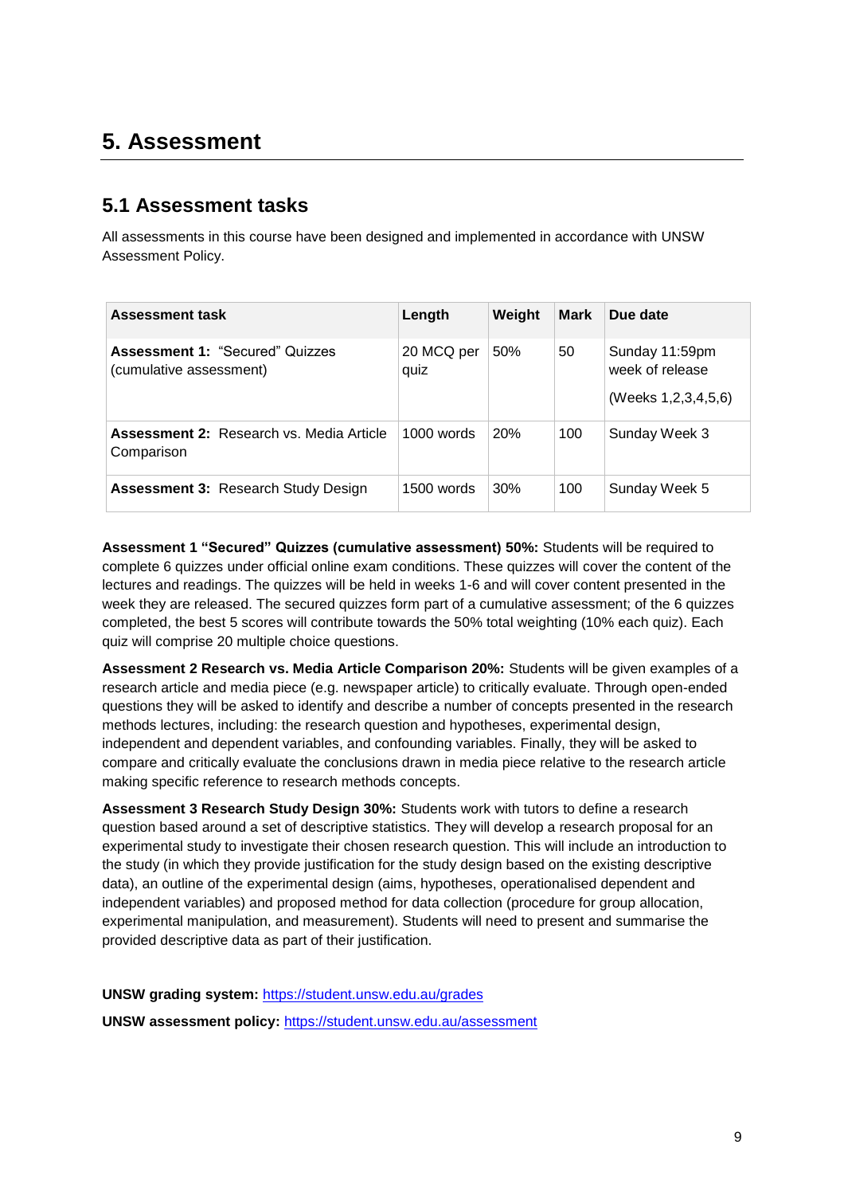# 5. Assessment

## 5.1 Assessment tasks

All assessments in this course have been designed and implemented in accordance with UNSW Assessment Policy.

| Assessment task | Length | Weight | Mark | Due date |
|---|---|---|---|---|
| **Assessment 1:** "Secured" Quizzes (cumulative assessment) | 20 MCQ per quiz | 50% | 50 | Sunday 11:59pm week of release<br><br>(Weeks 1,2,3,4,5,6) |
| **Assessment 2:** Research vs. Media Article Comparison | 1000 words | 20% | 100 | Sunday Week 3 |
| **Assessment 3:** Research Study Design | 1500 words | 30% | 100 | Sunday Week 5 |

**Assessment 1 "Secured" Quizzes (cumulative assessment) 50%:** Students will be required to complete 6 quizzes under official online exam conditions. These quizzes will cover the content of the lectures and readings. The quizzes will be held in weeks 1-6 and will cover content presented in the week they are released. The secured quizzes form part of a cumulative assessment; of the 6 quizzes completed, the best 5 scores will contribute towards the 50% total weighting (10% each quiz). Each quiz will comprise 20 multiple choice questions.

**Assessment 2 Research vs. Media Article Comparison 20%:** Students will be given examples of a research article and media piece (e.g. newspaper article) to critically evaluate. Through open-ended questions they will be asked to identify and describe a number of concepts presented in the research methods lectures, including: the research question and hypotheses, experimental design, independent and dependent variables, and confounding variables. Finally, they will be asked to compare and critically evaluate the conclusions drawn in media piece relative to the research article making specific reference to research methods concepts.

**Assessment 3 Research Study Design 30%:** Students work with tutors to define a research question based around a set of descriptive statistics. They will develop a research proposal for an experimental study to investigate their chosen research question. This will include an introduction to the study (in which they provide justification for the study design based on the existing descriptive data), an outline of the experimental design (aims, hypotheses, operationalised dependent and independent variables) and proposed method for data collection (procedure for group allocation, experimental manipulation, and measurement). Students will need to present and summarise the provided descriptive data as part of their justification.

**UNSW grading system:** https://student.unsw.edu.au/grades

**UNSW assessment policy:** https://student.unsw.edu.au/assessment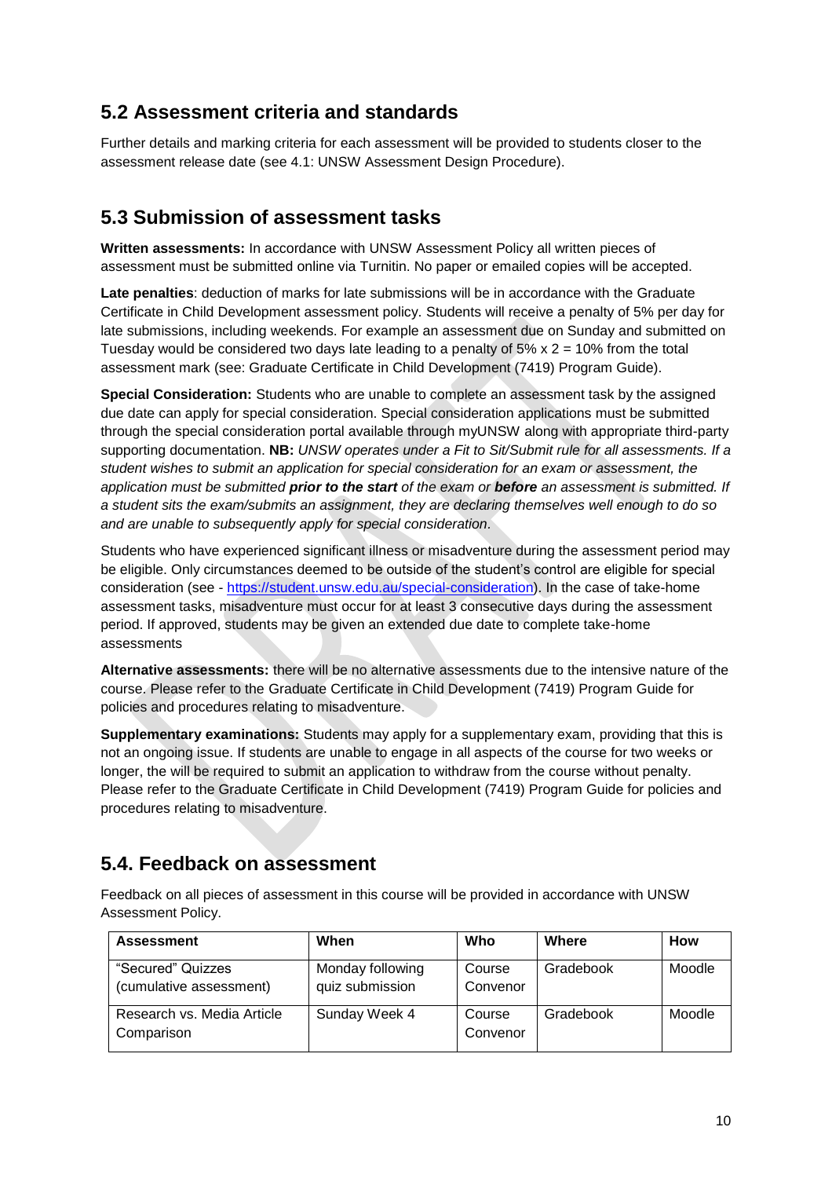## 5.2 Assessment criteria and standards

Further details and marking criteria for each assessment will be provided to students closer to the assessment release date (see 4.1: UNSW Assessment Design Procedure).

## 5.3 Submission of assessment tasks

**Written assessments:** In accordance with UNSW Assessment Policy all written pieces of assessment must be submitted online via Turnitin. No paper or emailed copies will be accepted.

**Late penalties**: deduction of marks for late submissions will be in accordance with the Graduate Certificate in Child Development assessment policy. Students will receive a penalty of 5% per day for late submissions, including weekends. For example an assessment due on Sunday and submitted on Tuesday would be considered two days late leading to a penalty of 5% x 2 = 10% from the total assessment mark (see: Graduate Certificate in Child Development (7419) Program Guide).

**Special Consideration:** Students who are unable to complete an assessment task by the assigned due date can apply for special consideration. Special consideration applications must be submitted through the special consideration portal available through myUNSW along with appropriate third-party supporting documentation. **NB:** *UNSW operates under a Fit to Sit/Submit rule for all assessments. If a student wishes to submit an application for special consideration for an exam or assessment, the application must be submitted **prior to the start** of the exam or **before** an assessment is submitted. If a student sits the exam/submits an assignment, they are declaring themselves well enough to do so and are unable to subsequently apply for special consideration.*

Students who have experienced significant illness or misadventure during the assessment period may be eligible. Only circumstances deemed to be outside of the student's control are eligible for special consideration (see - https://student.unsw.edu.au/special-consideration). In the case of take-home assessment tasks, misadventure must occur for at least 3 consecutive days during the assessment period. If approved, students may be given an extended due date to complete take-home assessments

**Alternative assessments:** there will be no alternative assessments due to the intensive nature of the course. Please refer to the Graduate Certificate in Child Development (7419) Program Guide for policies and procedures relating to misadventure.

**Supplementary examinations:** Students may apply for a supplementary exam, providing that this is not an ongoing issue. If students are unable to engage in all aspects of the course for two weeks or longer, the will be required to submit an application to withdraw from the course without penalty. Please refer to the Graduate Certificate in Child Development (7419) Program Guide for policies and procedures relating to misadventure.

## 5.4. Feedback on assessment

Feedback on all pieces of assessment in this course will be provided in accordance with UNSW Assessment Policy.

| Assessment | When | Who | Where | How |
|---|---|---|---|---|
| "Secured" Quizzes (cumulative assessment) | Monday following quiz submission | Course Convenor | Gradebook | Moodle |
| Research vs. Media Article Comparison | Sunday Week 4 | Course Convenor | Gradebook | Moodle |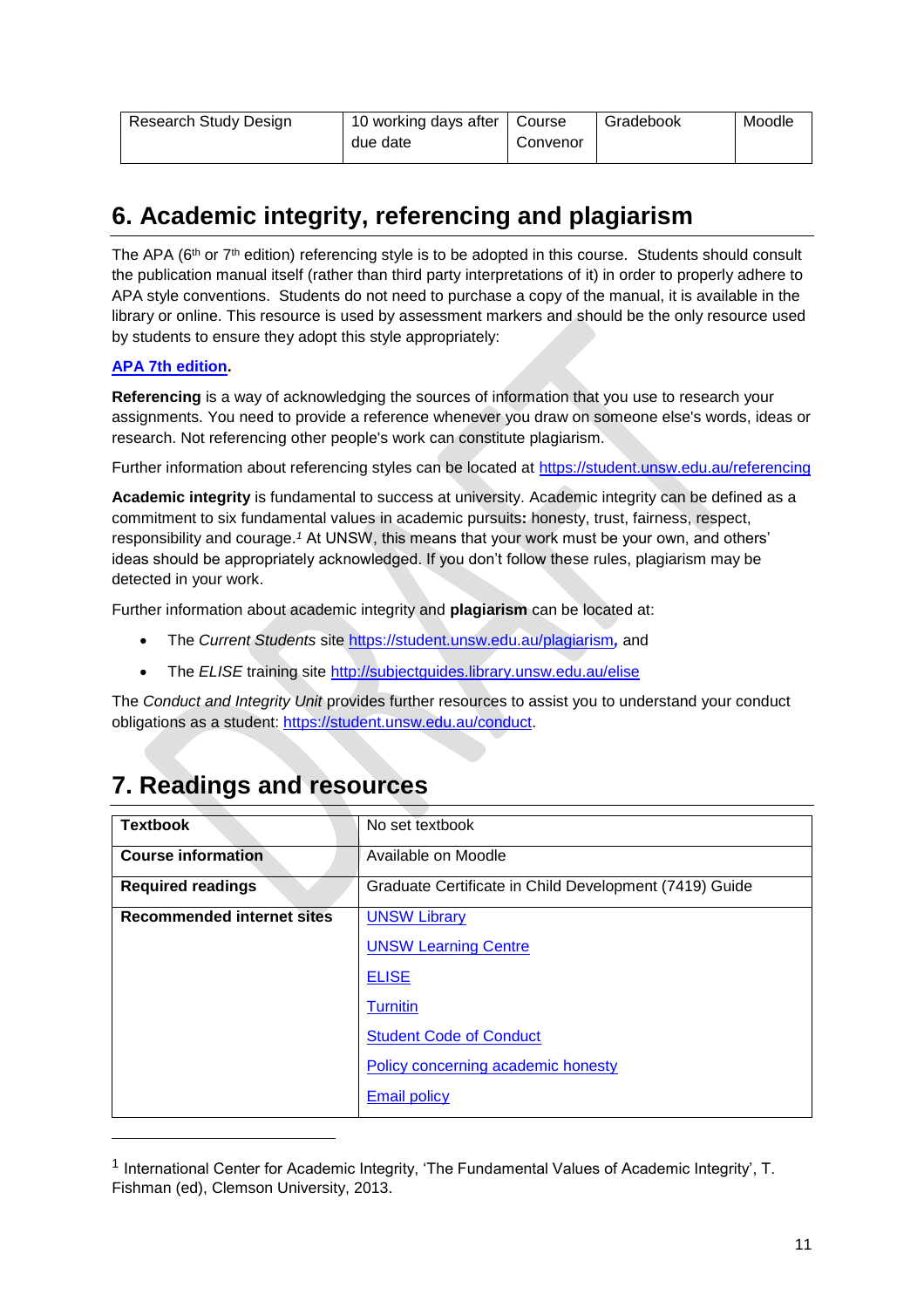| Research Study Design | 10 working days after due date | Course Convenor | Gradebook | Moodle |
|---|---|---|---|---|

## 6. Academic integrity, referencing and plagiarism

The APA (6th or 7th edition) referencing style is to be adopted in this course. Students should consult the publication manual itself (rather than third party interpretations of it) in order to properly adhere to APA style conventions. Students do not need to purchase a copy of the manual, it is available in the library or online. This resource is used by assessment markers and should be the only resource used by students to ensure they adopt this style appropriately:

**APA 7th edition.**

**Referencing** is a way of acknowledging the sources of information that you use to research your assignments. You need to provide a reference whenever you draw on someone else's words, ideas or research. Not referencing other people's work can constitute plagiarism.

Further information about referencing styles can be located at https://student.unsw.edu.au/referencing

**Academic integrity** is fundamental to success at university. Academic integrity can be defined as a commitment to six fundamental values in academic pursuits**:** honesty, trust, fairness, respect, responsibility and courage.[1] At UNSW, this means that your work must be your own, and others' ideas should be appropriately acknowledged. If you don't follow these rules, plagiarism may be detected in your work.

Further information about academic integrity and **plagiarism** can be located at:

- The *Current Students* site https://student.unsw.edu.au/plagiarism, and
- The *ELISE* training site http://subjectguides.library.unsw.edu.au/elise

The *Conduct and Integrity Unit* provides further resources to assist you to understand your conduct obligations as a student: https://student.unsw.edu.au/conduct.

## 7. Readings and resources

| | |
|---|---|
| **Textbook** | No set textbook |
| **Course information** | Available on Moodle |
| **Required readings** | Graduate Certificate in Child Development (7419) Guide |
| **Recommended internet sites** | UNSW Library<br>UNSW Learning Centre<br>ELISE<br>Turnitin<br>Student Code of Conduct<br>Policy concerning academic honesty<br>Email policy |

[1] International Center for Academic Integrity, 'The Fundamental Values of Academic Integrity', T. Fishman (ed), Clemson University, 2013.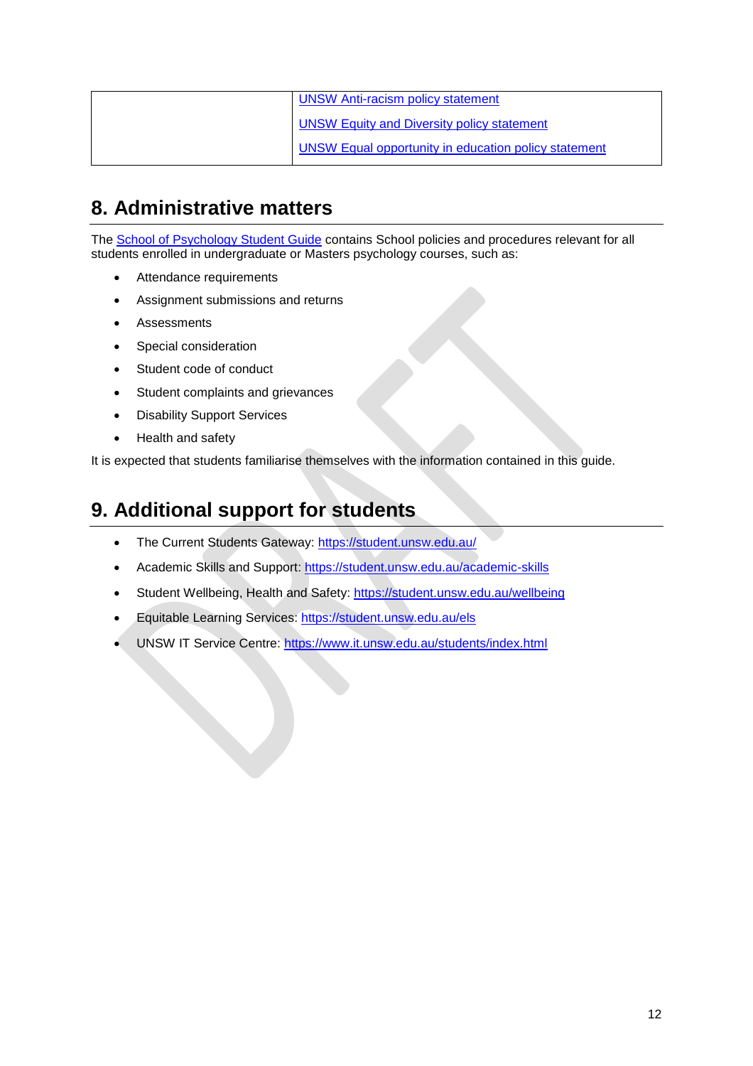| | |
|---|---|
| | UNSW Anti-racism policy statement<br>UNSW Equity and Diversity policy statement<br>UNSW Equal opportunity in education policy statement |

## 8. Administrative matters

The School of Psychology Student Guide contains School policies and procedures relevant for all students enrolled in undergraduate or Masters psychology courses, such as:

- Attendance requirements
- Assignment submissions and returns
- Assessments
- Special consideration
- Student code of conduct
- Student complaints and grievances
- Disability Support Services
- Health and safety

It is expected that students familiarise themselves with the information contained in this guide.

## 9. Additional support for students

- The Current Students Gateway: https://student.unsw.edu.au/
- Academic Skills and Support: https://student.unsw.edu.au/academic-skills
- Student Wellbeing, Health and Safety: https://student.unsw.edu.au/wellbeing
- Equitable Learning Services: https://student.unsw.edu.au/els
- UNSW IT Service Centre: https://www.it.unsw.edu.au/students/index.html